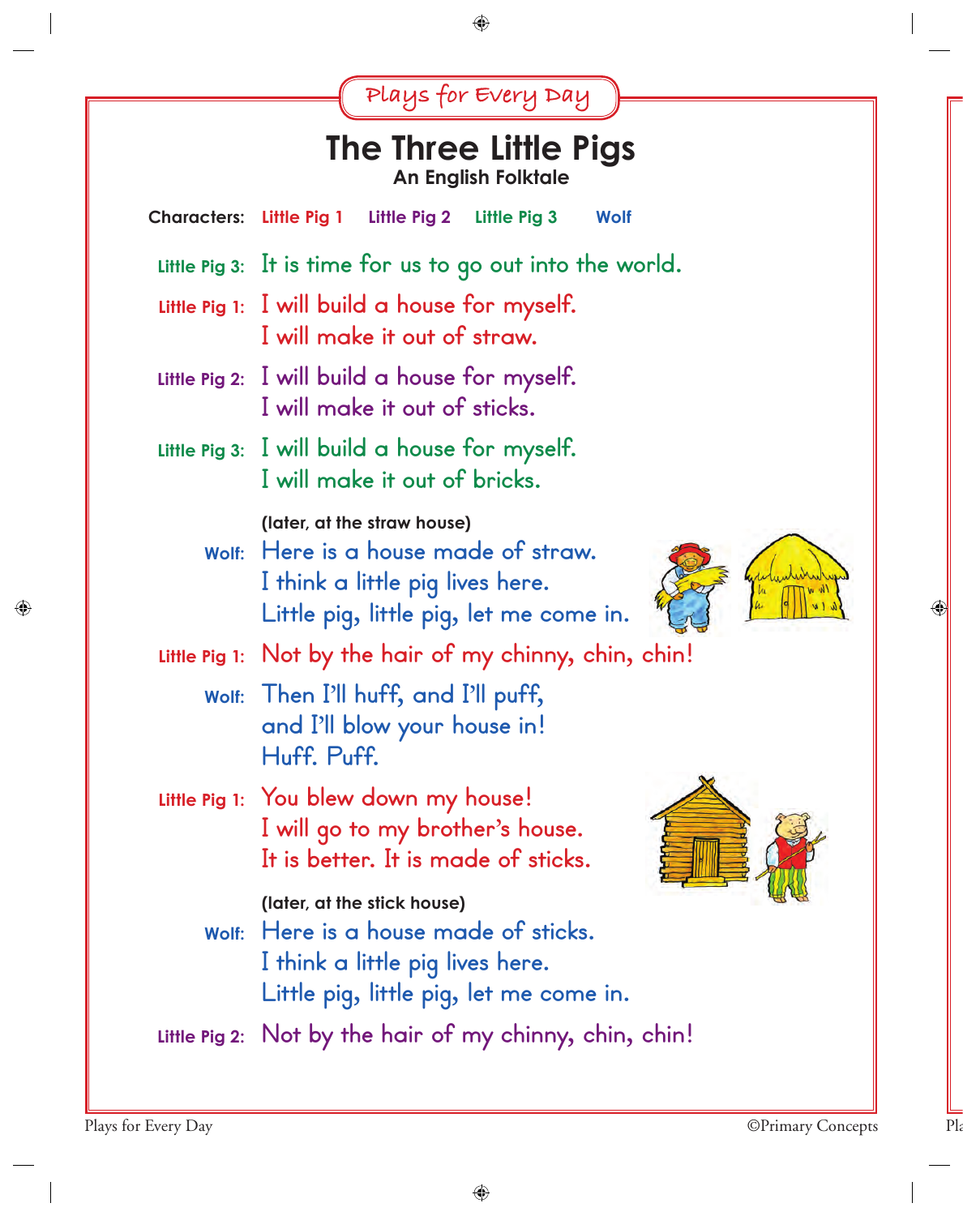Plays for Every Day

# The Three Little Pigs

### An English Folktale

**Characters:** Little Pig 1 Little Pig 2 Little Pig 3 Wolf

**Little Pig 3:** It is time for us to go out into the world.

**Little Pig 1:** I will build a house for myself.
I will make it out of straw.

**Little Pig 2:** I will build a house for myself.
I will make it out of sticks.

**Little Pig 3:** I will build a house for myself.
I will make it out of bricks.

**(later, at the straw house)**

**Wolf:** Here is a house made of straw.
I think a little pig lives here.
Little pig, little pig, let me come in.

**Little Pig 1:** Not by the hair of my chinny, chin, chin!

**Wolf:** Then I'll huff, and I'll puff,
and I'll blow your house in!
Huff. Puff.

**Little Pig 1:** You blew down my house!
I will go to my brother's house.
It is better. It is made of sticks.

**(later, at the stick house)**

**Wolf:** Here is a house made of sticks.
I think a little pig lives here.
Little pig, little pig, let me come in.

**Little Pig 2:** Not by the hair of my chinny, chin, chin!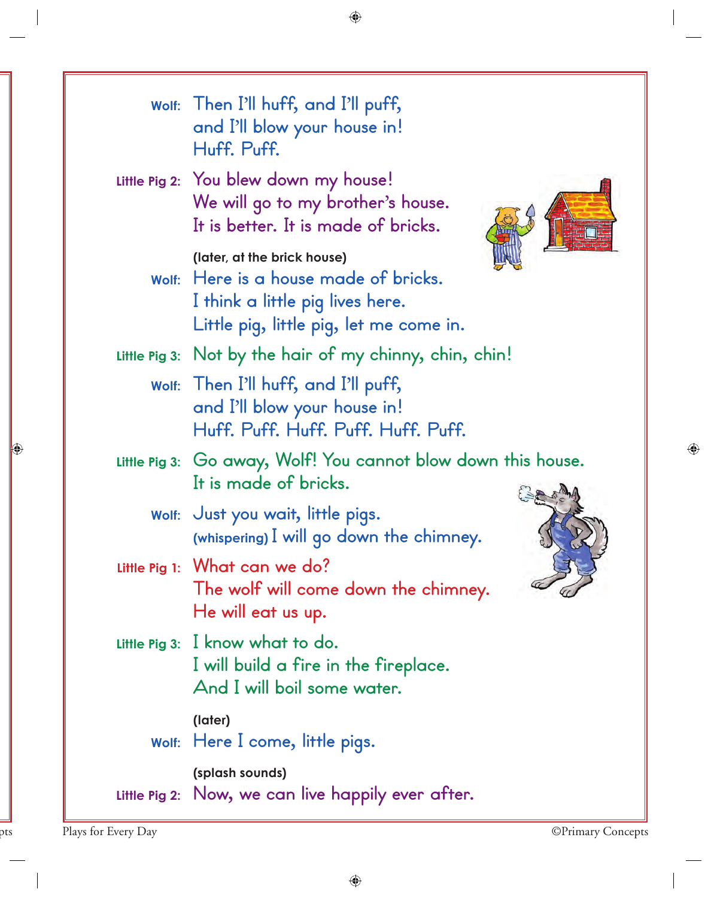**Wolf:** Then I'll huff, and I'll puff,
and I'll blow your house in!
Huff. Puff.

**Little Pig 2:** You blew down my house!
We will go to my brother's house.
It is better. It is made of bricks.

(later, at the brick house)

**Wolf:** Here is a house made of bricks.
I think a little pig lives here.
Little pig, little pig, let me come in.

**Little Pig 3:** Not by the hair of my chinny, chin, chin!

**Wolf:** Then I'll huff, and I'll puff,
and I'll blow your house in!
Huff. Puff. Huff. Puff. Huff. Puff.

**Little Pig 3:** Go away, Wolf! You cannot blow down this house.
It is made of bricks.

**Wolf:** Just you wait, little pigs.
(whispering) I will go down the chimney.

**Little Pig 1:** What can we do?
The wolf will come down the chimney.
He will eat us up.

**Little Pig 3:** I know what to do.
I will build a fire in the fireplace.
And I will boil some water.

(later)

**Wolf:** Here I come, little pigs.

(splash sounds)

**Little Pig 2:** Now, we can live happily ever after.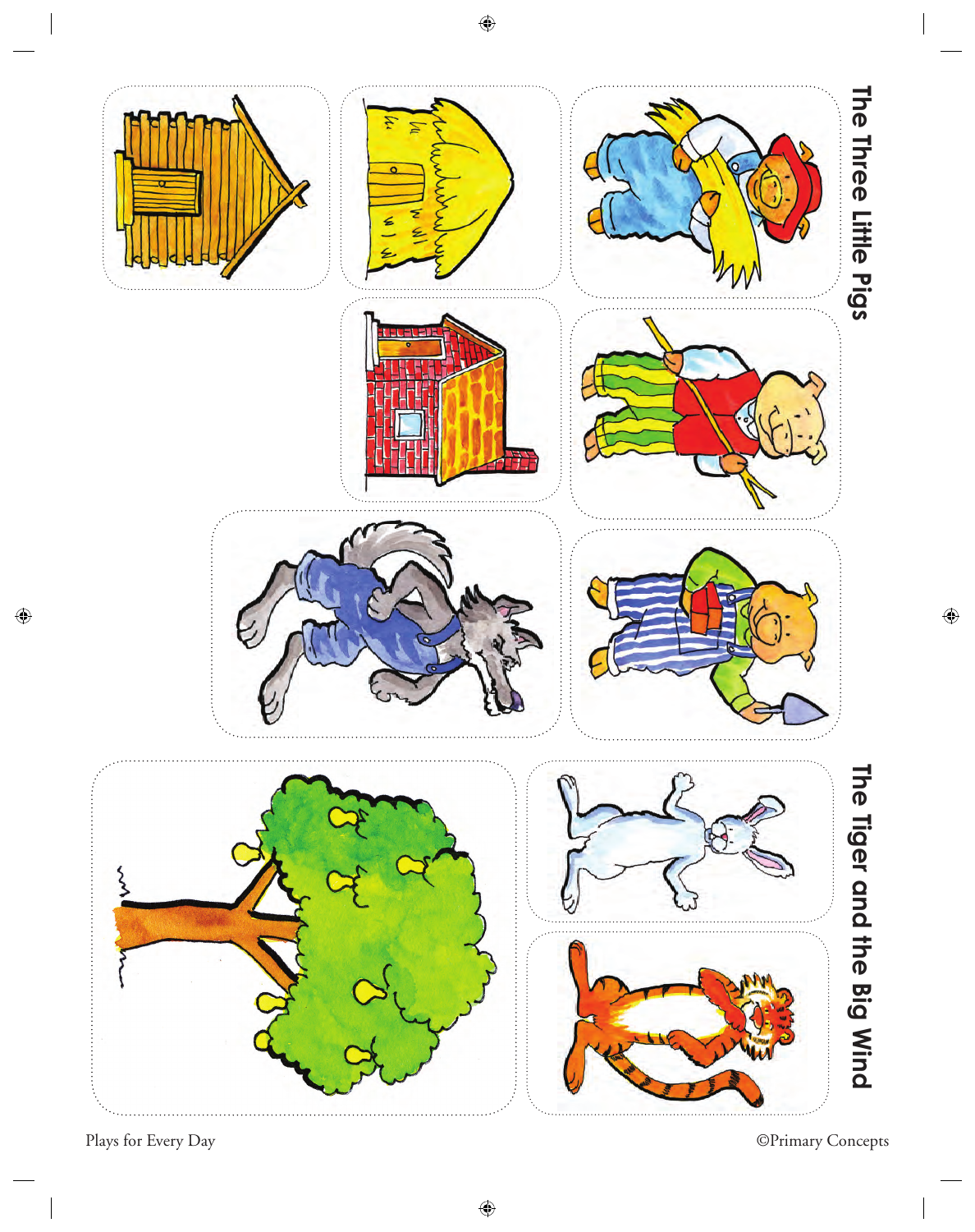# The Three Little Pigs

# The Tiger and the Big Wind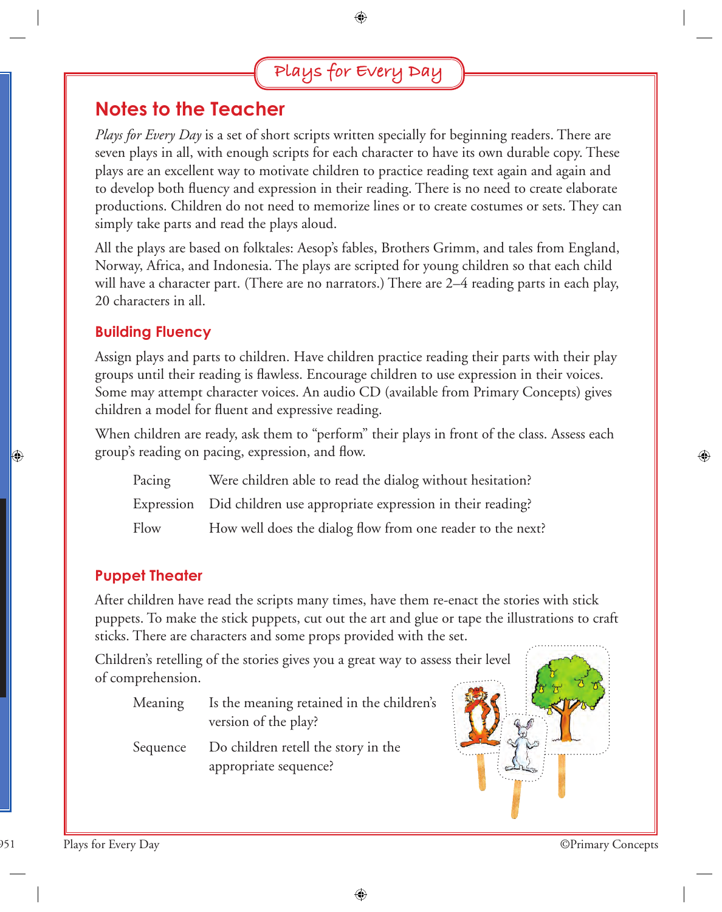Plays for Every Day

## Notes to the Teacher

*Plays for Every Day* is a set of short scripts written specially for beginning readers. There are seven plays in all, with enough scripts for each character to have its own durable copy. These plays are an excellent way to motivate children to practice reading text again and again and to develop both fluency and expression in their reading. There is no need to create elaborate productions. Children do not need to memorize lines or to create costumes or sets. They can simply take parts and read the plays aloud.

All the plays are based on folktales: Aesop's fables, Brothers Grimm, and tales from England, Norway, Africa, and Indonesia. The plays are scripted for young children so that each child will have a character part. (There are no narrators.) There are 2–4 reading parts in each play, 20 characters in all.

### Building Fluency

Assign plays and parts to children. Have children practice reading their parts with their play groups until their reading is flawless. Encourage children to use expression in their voices. Some may attempt character voices. An audio CD (available from Primary Concepts) gives children a model for fluent and expressive reading.

When children are ready, ask them to "perform" their plays in front of the class. Assess each group's reading on pacing, expression, and flow.

| | |
|---|---|
| Pacing | Were children able to read the dialog without hesitation? |
| Expression | Did children use appropriate expression in their reading? |
| Flow | How well does the dialog flow from one reader to the next? |

### Puppet Theater

After children have read the scripts many times, have them re-enact the stories with stick puppets. To make the stick puppets, cut out the art and glue or tape the illustrations to craft sticks. There are characters and some props provided with the set.

Children's retelling of the stories gives you a great way to assess their level of comprehension.

| | |
|---|---|
| Meaning | Is the meaning retained in the children's version of the play? |
| Sequence | Do children retell the story in the appropriate sequence? |